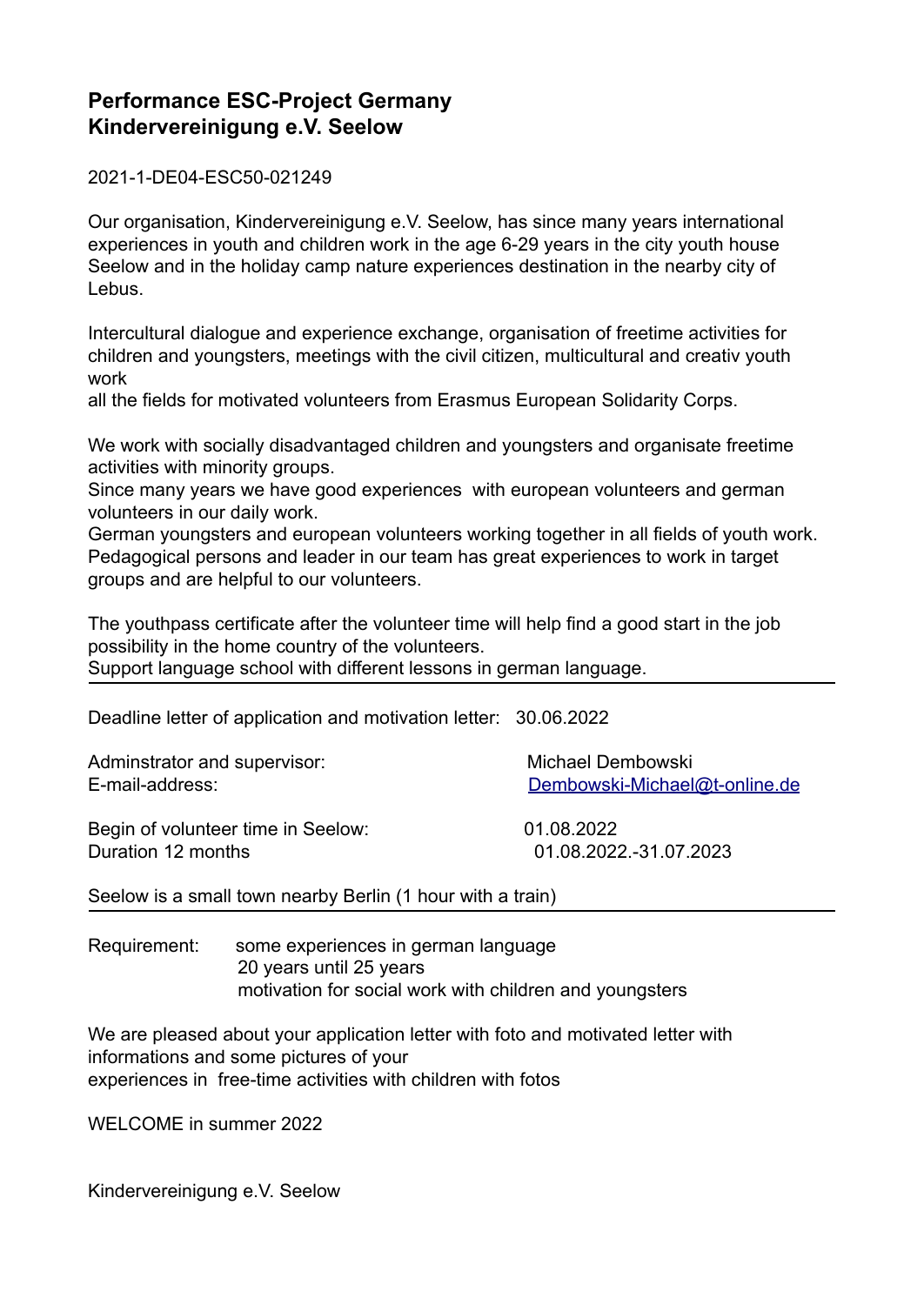## Performance ESC-Project Germany
## Kindervereinigung e.V. Seelow

2021-1-DE04-ESC50-021249

Our organisation, Kindervereinigung e.V. Seelow, has since many years international experiences in youth and children work in the age 6-29 years in the city youth house Seelow and in the holiday camp nature experiences destination in the nearby city of Lebus.

Intercultural dialogue and experience exchange, organisation of freetime activities for children and youngsters, meetings with the civil citizen, multicultural and creativ youth work
all the fields for motivated volunteers from Erasmus European Solidarity Corps.

We work with socially disadvantaged children and youngsters and organisate freetime activities with minority groups.
Since many years we have good experiences with european volunteers and german volunteers in our daily work.
German youngsters and european volunteers working together in all fields of youth work.
Pedagogical persons and leader in our team has great experiences to work in target groups and are helpful to our volunteers.

The youthpass certificate after the volunteer time will help find a good start in the job possibility in the home country of the volunteers.
Support language school with different lessons in german language.

---

Deadline letter of application and motivation letter: 30.06.2022

Adminstrator and supervisor: Michael Dembowski
E-mail-address: Dembowski-Michael@t-online.de

Begin of volunteer time in Seelow: 01.08.2022
Duration 12 months 01.08.2022.-31.07.2023

Seelow is a small town nearby Berlin (1 hour with a train)

---

Requirement: some experiences in german language
20 years until 25 years
motivation for social work with children and youngsters

We are pleased about your application letter with foto and motivated letter with informations and some pictures of your
experiences in free-time activities with children with fotos

WELCOME in summer 2022

Kindervereinigung e.V. Seelow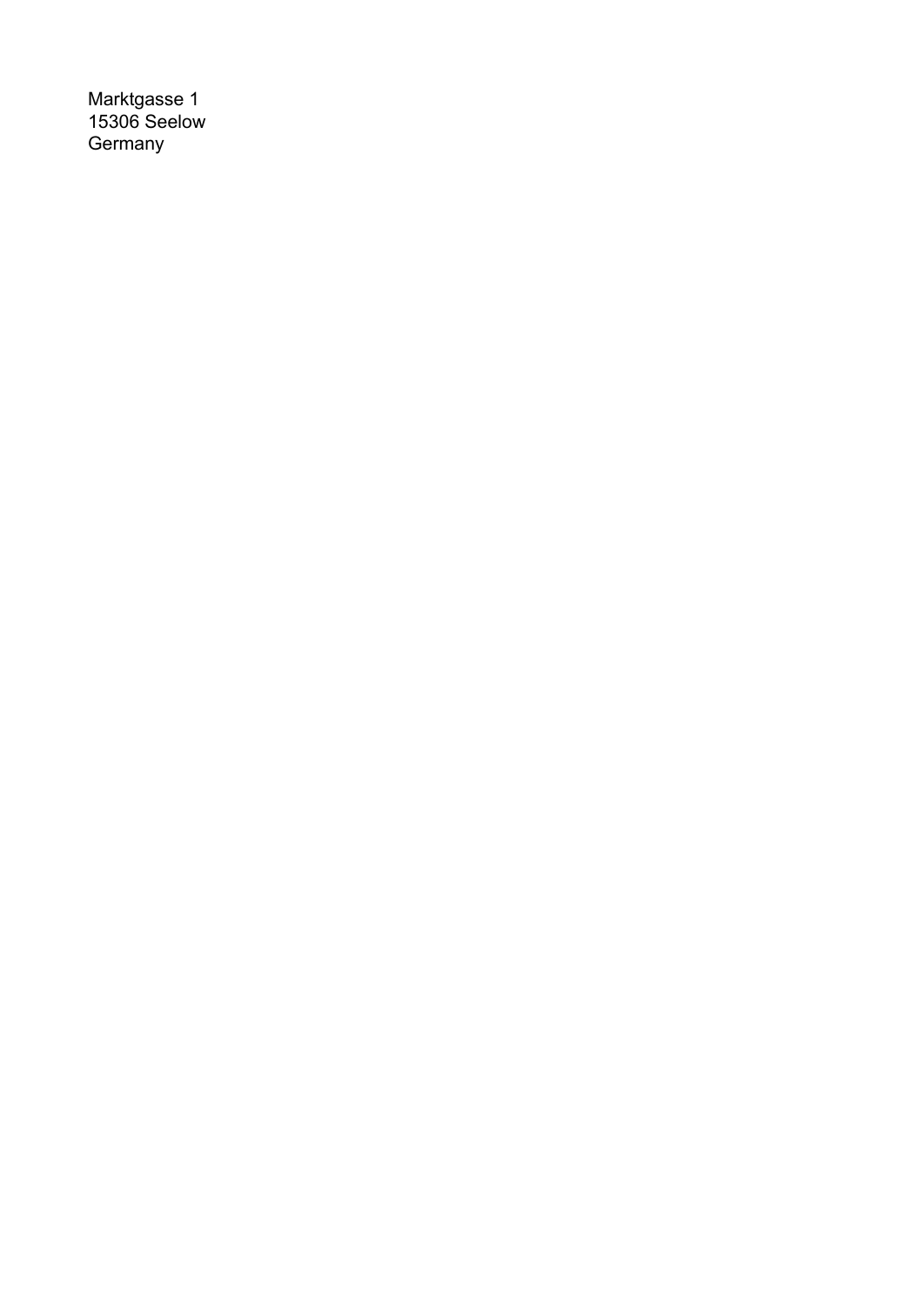Marktgasse 1
15306 Seelow
Germany